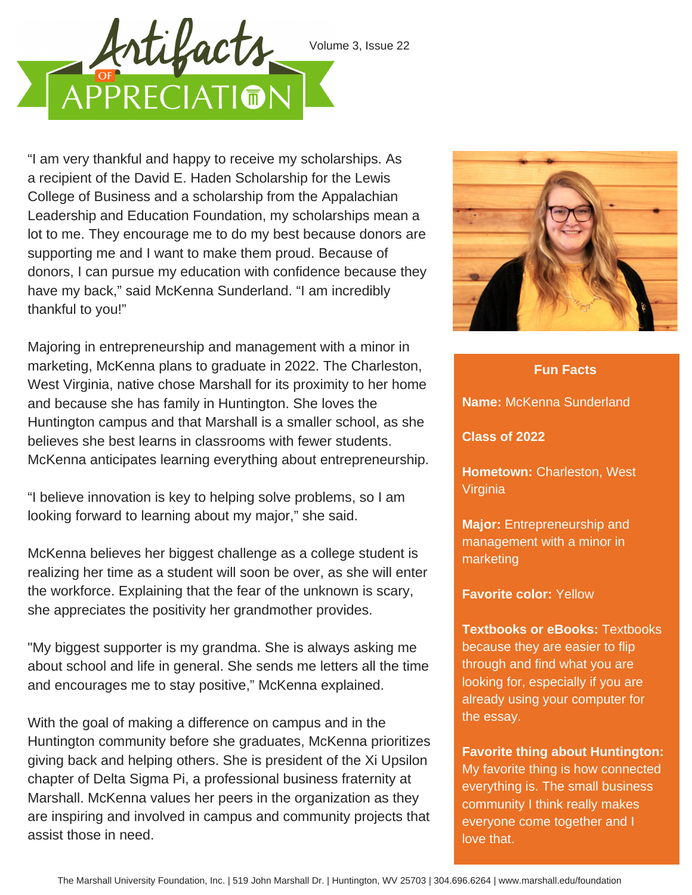# Artifacts of Appreciation

Volume 3, Issue 22

"I am very thankful and happy to receive my scholarships. As a recipient of the David E. Haden Scholarship for the Lewis College of Business and a scholarship from the Appalachian Leadership and Education Foundation, my scholarships mean a lot to me. They encourage me to do my best because donors are supporting me and I want to make them proud. Because of donors, I can pursue my education with confidence because they have my back," said McKenna Sunderland. "I am incredibly thankful to you!"

Majoring in entrepreneurship and management with a minor in marketing, McKenna plans to graduate in 2022. The Charleston, West Virginia, native chose Marshall for its proximity to her home and because she has family in Huntington. She loves the Huntington campus and that Marshall is a smaller school, as she believes she best learns in classrooms with fewer students. McKenna anticipates learning everything about entrepreneurship.

"I believe innovation is key to helping solve problems, so I am looking forward to learning about my major," she said.

McKenna believes her biggest challenge as a college student is realizing her time as a student will soon be over, as she will enter the workforce. Explaining that the fear of the unknown is scary, she appreciates the positivity her grandmother provides.

"My biggest supporter is my grandma. She is always asking me about school and life in general. She sends me letters all the time and encourages me to stay positive," McKenna explained.

With the goal of making a difference on campus and in the Huntington community before she graduates, McKenna prioritizes giving back and helping others. She is president of the Xi Upsilon chapter of Delta Sigma Pi, a professional business fraternity at Marshall. McKenna values her peers in the organization as they are inspiring and involved in campus and community projects that assist those in need.

### Fun Facts

**Name:** McKenna Sunderland

**Class of 2022**

**Hometown:** Charleston, West Virginia

**Major:** Entrepreneurship and management with a minor in marketing

**Favorite color:** Yellow

**Textbooks or eBooks:** Textbooks because they are easier to flip through and find what you are looking for, especially if you are already using your computer for the essay.

**Favorite thing about Huntington:** My favorite thing is how connected everything is. The small business community I think really makes everyone come together and I love that.

The Marshall University Foundation, Inc. | 519 John Marshall Dr. | Huntington, WV 25703 | 304.696.6264 | www.marshall.edu/foundation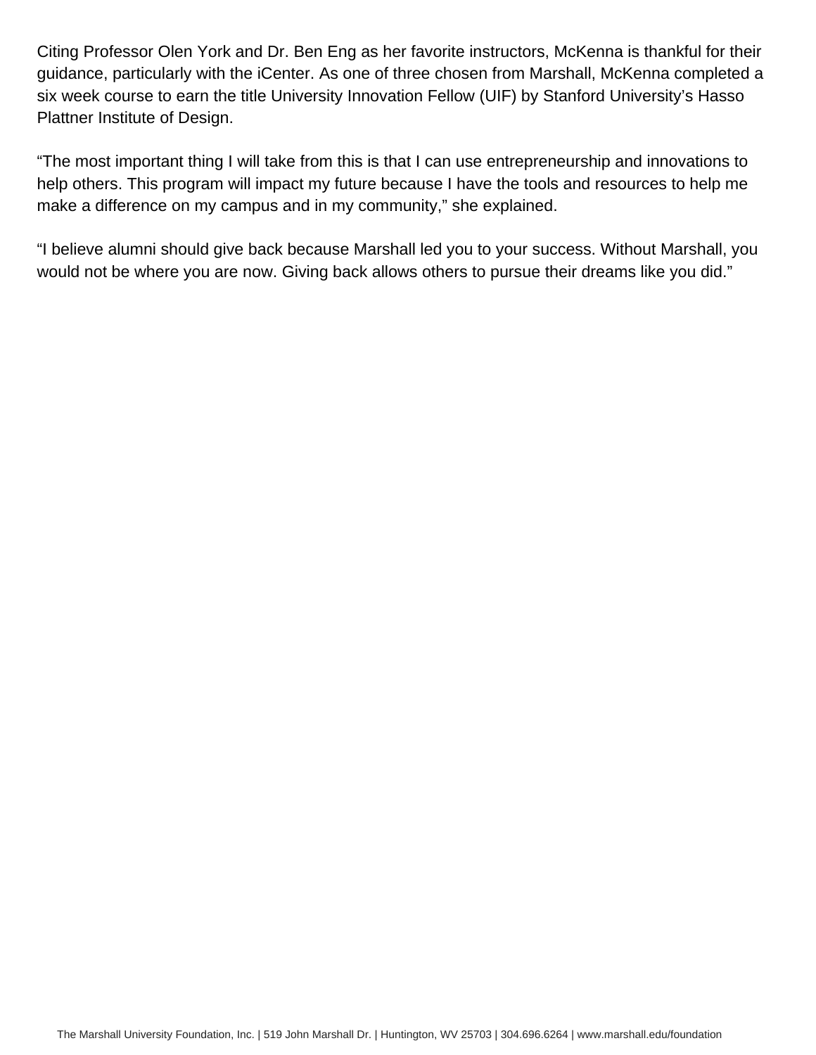Citing Professor Olen York and Dr. Ben Eng as her favorite instructors, McKenna is thankful for their guidance, particularly with the iCenter. As one of three chosen from Marshall, McKenna completed a six week course to earn the title University Innovation Fellow (UIF) by Stanford University's Hasso Plattner Institute of Design.

"The most important thing I will take from this is that I can use entrepreneurship and innovations to help others. This program will impact my future because I have the tools and resources to help me make a difference on my campus and in my community," she explained.

"I believe alumni should give back because Marshall led you to your success. Without Marshall, you would not be where you are now. Giving back allows others to pursue their dreams like you did."